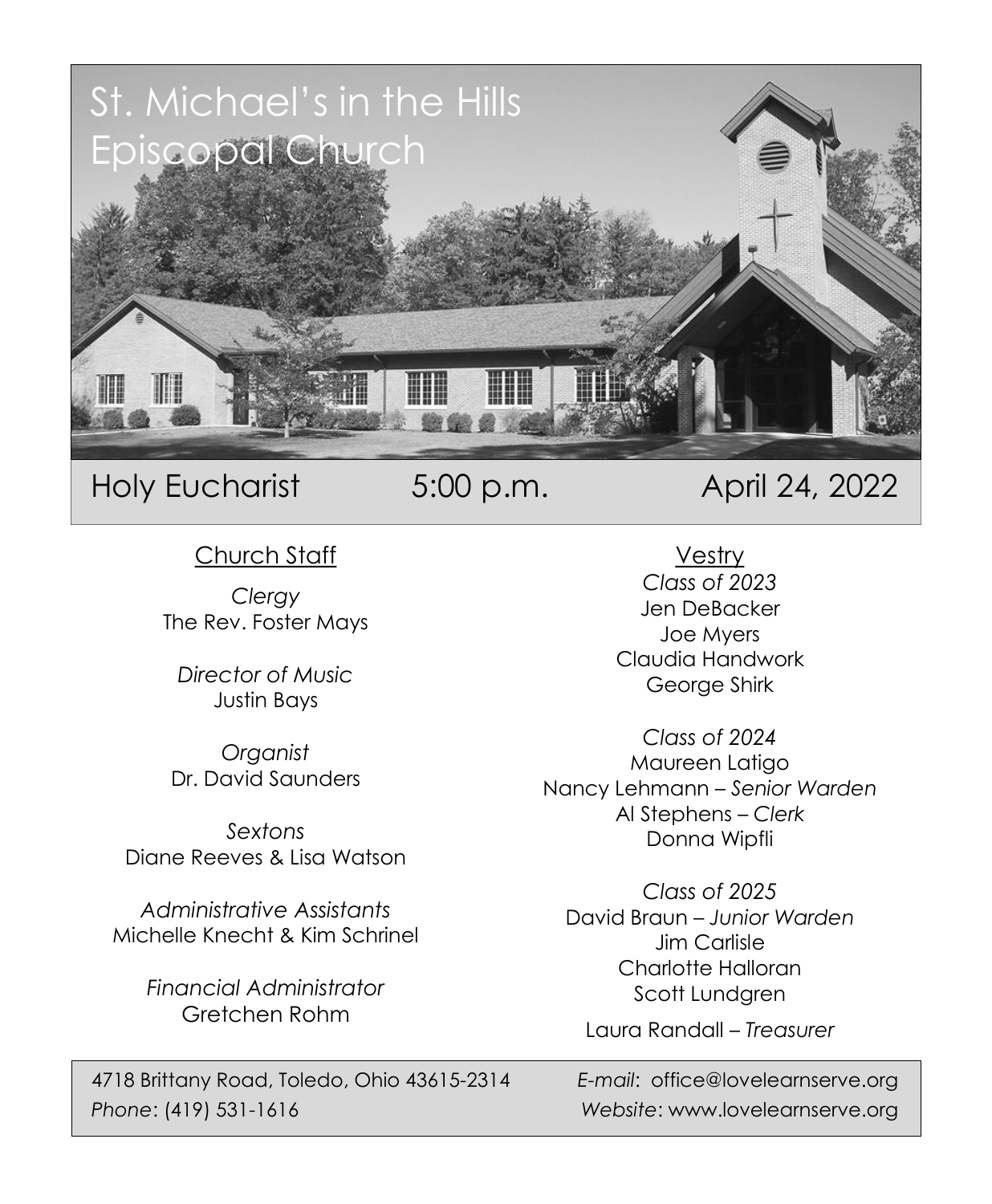# St. Michael's in the Hills Episcopal Church

## Holy Eucharist 5:00 p.m. April 24, 2022

### Church Staff

*Clergy*
The Rev. Foster Mays

*Director of Music*
Justin Bays

*Organist*
Dr. David Saunders

*Sextons*
Diane Reeves & Lisa Watson

*Administrative Assistants*
Michelle Knecht & Kim Schrinel

*Financial Administrator*
Gretchen Rohm

### Vestry

*Class of 2023*
Jen DeBacker
Joe Myers
Claudia Handwork
George Shirk

*Class of 2024*
Maureen Latigo
Nancy Lehmann – *Senior Warden*
Al Stephens – *Clerk*
Donna Wipfli

*Class of 2025*
David Braun – *Junior Warden*
Jim Carlisle
Charlotte Halloran
Scott Lundgren

Laura Randall – *Treasurer*

4718 Brittany Road, Toledo, Ohio 43615-2314
*Phone*: (419) 531-1616
*E-mail*: office@lovelearnserve.org
*Website*: www.lovelearnserve.org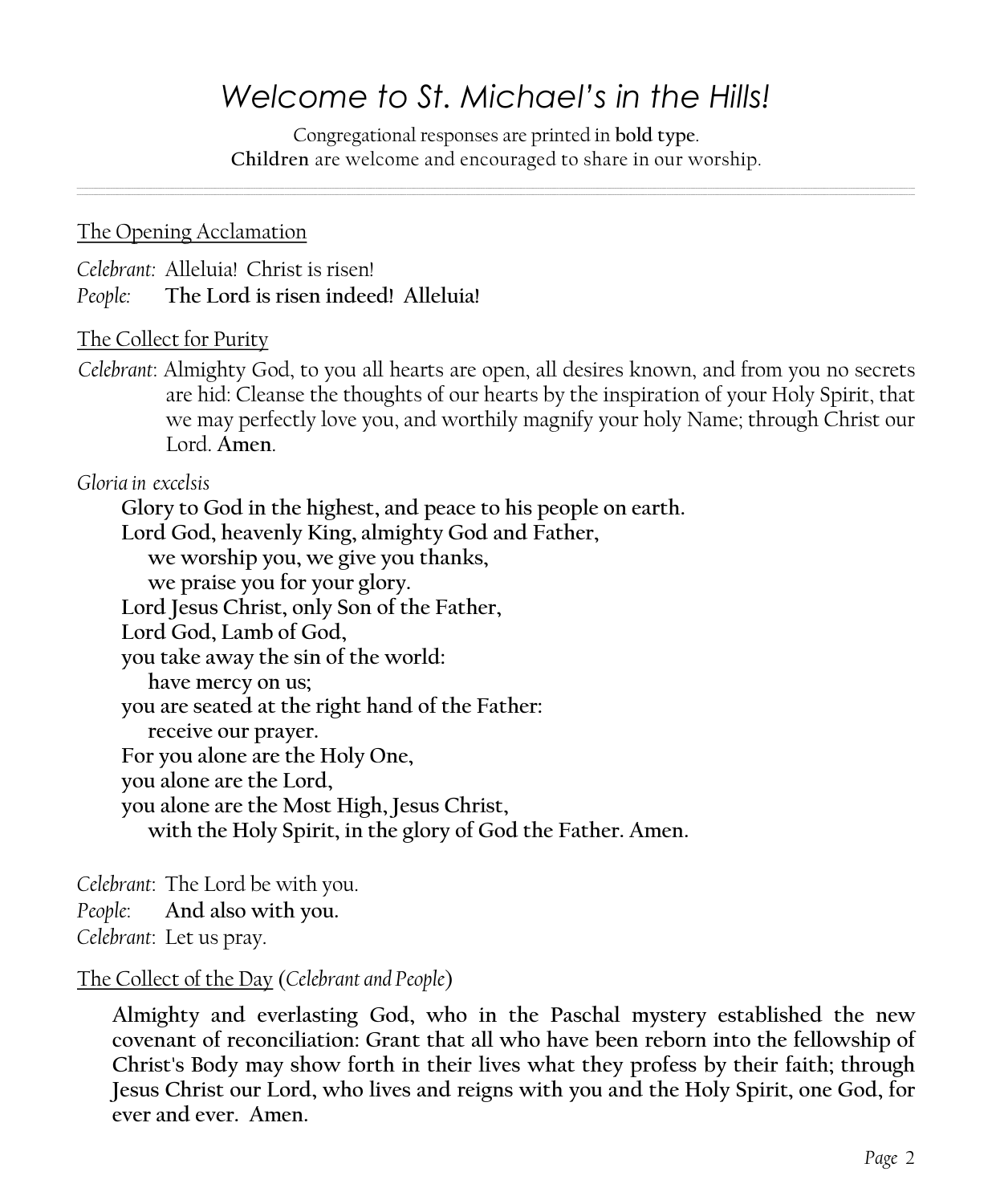# *Welcome to St. Michael's in the Hills!*

Congregational responses are printed in **bold type**.
**Children** are welcome and encouraged to share in our worship.

---

The Opening Acclamation

*Celebrant:* Alleluia! Christ is risen!
*People:* **The Lord is risen indeed! Alleluia!**

The Collect for Purity

*Celebrant*: Almighty God, to you all hearts are open, all desires known, and from you no secrets are hid: Cleanse the thoughts of our hearts by the inspiration of your Holy Spirit, that we may perfectly love you, and worthily magnify your holy Name; through Christ our Lord. **Amen**.

*Gloria in excelsis*

**Glory to God in the highest, and peace to his people on earth.**
**Lord God, heavenly King, almighty God and Father,**
**we worship you, we give you thanks,**
**we praise you for your glory.**
**Lord Jesus Christ, only Son of the Father,**
**Lord God, Lamb of God,**
**you take away the sin of the world:**
**have mercy on us;**
**you are seated at the right hand of the Father:**
**receive our prayer.**
**For you alone are the Holy One,**
**you alone are the Lord,**
**you alone are the Most High, Jesus Christ,**
**with the Holy Spirit, in the glory of God the Father. Amen.**

*Celebrant*: The Lord be with you.
*People*: **And also with you.**
*Celebrant*: Let us pray.

The Collect of the Day (*Celebrant and People*)

**Almighty and everlasting God, who in the Paschal mystery established the new covenant of reconciliation: Grant that all who have been reborn into the fellowship of Christ's Body may show forth in their lives what they profess by their faith; through Jesus Christ our Lord, who lives and reigns with you and the Holy Spirit, one God, for ever and ever. Amen.**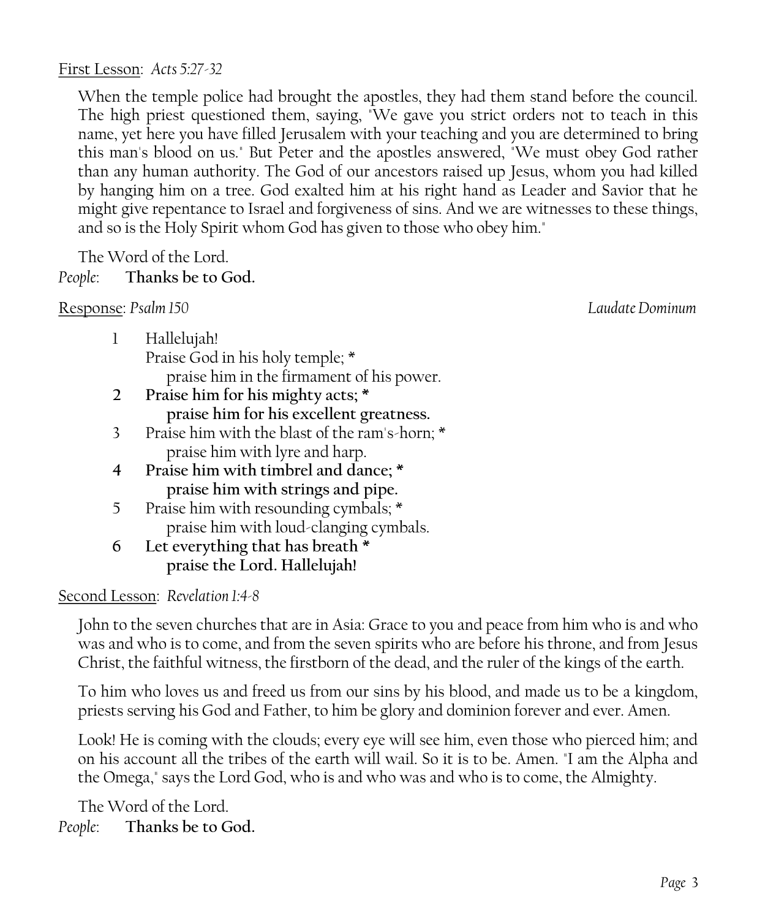First Lesson: *Acts 5:27-32*

When the temple police had brought the apostles, they had them stand before the council. The high priest questioned them, saying, "We gave you strict orders not to teach in this name, yet here you have filled Jerusalem with your teaching and you are determined to bring this man's blood on us." But Peter and the apostles answered, "We must obey God rather than any human authority. The God of our ancestors raised up Jesus, whom you had killed by hanging him on a tree. God exalted him at his right hand as Leader and Savior that he might give repentance to Israel and forgiveness of sins. And we are witnesses to these things, and so is the Holy Spirit whom God has given to those who obey him."

The Word of the Lord.
*People*: **Thanks be to God.**

Response: *Psalm 150* *Laudate Dominum*

1 Hallelujah!
Praise God in his holy temple; *
praise him in the firmament of his power.

**2 Praise him for his mighty acts; ***
**praise him for his excellent greatness.**

3 Praise him with the blast of the ram's-horn; *
praise him with lyre and harp.

**4 Praise him with timbrel and dance; ***
**praise him with strings and pipe.**

5 Praise him with resounding cymbals; *
praise him with loud-clanging cymbals.

**6 Let everything that has breath ***
**praise the Lord. Hallelujah!**

Second Lesson: *Revelation 1:4-8*

John to the seven churches that are in Asia: Grace to you and peace from him who is and who was and who is to come, and from the seven spirits who are before his throne, and from Jesus Christ, the faithful witness, the firstborn of the dead, and the ruler of the kings of the earth.

To him who loves us and freed us from our sins by his blood, and made us to be a kingdom, priests serving his God and Father, to him be glory and dominion forever and ever. Amen.

Look! He is coming with the clouds; every eye will see him, even those who pierced him; and on his account all the tribes of the earth will wail. So it is to be. Amen. "I am the Alpha and the Omega," says the Lord God, who is and who was and who is to come, the Almighty.

The Word of the Lord.
*People*: **Thanks be to God.**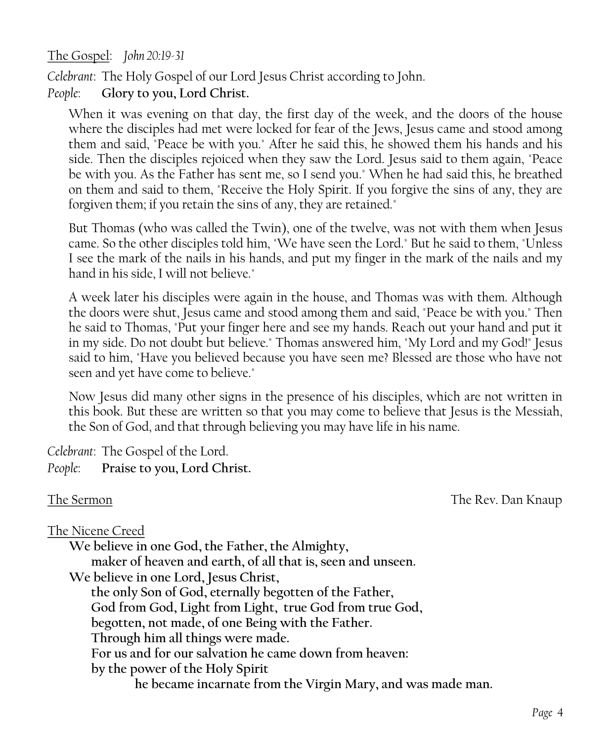The Gospel: *John 20:19-31*

*Celebrant*: The Holy Gospel of our Lord Jesus Christ according to John.
*People*: **Glory to you, Lord Christ.**

When it was evening on that day, the first day of the week, and the doors of the house where the disciples had met were locked for fear of the Jews, Jesus came and stood among them and said, "Peace be with you." After he said this, he showed them his hands and his side. Then the disciples rejoiced when they saw the Lord. Jesus said to them again, "Peace be with you. As the Father has sent me, so I send you." When he had said this, he breathed on them and said to them, "Receive the Holy Spirit. If you forgive the sins of any, they are forgiven them; if you retain the sins of any, they are retained."

But Thomas (who was called the Twin), one of the twelve, was not with them when Jesus came. So the other disciples told him, "We have seen the Lord." But he said to them, "Unless I see the mark of the nails in his hands, and put my finger in the mark of the nails and my hand in his side, I will not believe."

A week later his disciples were again in the house, and Thomas was with them. Although the doors were shut, Jesus came and stood among them and said, "Peace be with you." Then he said to Thomas, "Put your finger here and see my hands. Reach out your hand and put it in my side. Do not doubt but believe." Thomas answered him, "My Lord and my God!" Jesus said to him, "Have you believed because you have seen me? Blessed are those who have not seen and yet have come to believe."

Now Jesus did many other signs in the presence of his disciples, which are not written in this book. But these are written so that you may come to believe that Jesus is the Messiah, the Son of God, and that through believing you may have life in his name.

*Celebrant*: The Gospel of the Lord.
*People*: **Praise to you, Lord Christ.**

The Sermon — The Rev. Dan Knaup

The Nicene Creed

**We believe in one God, the Father, the Almighty,**
**maker of heaven and earth, of all that is, seen and unseen.**
**We believe in one Lord, Jesus Christ,**
**the only Son of God, eternally begotten of the Father,**
**God from God, Light from Light, true God from true God,**
**begotten, not made, of one Being with the Father.**
**Through him all things were made.**
**For us and for our salvation he came down from heaven:**
**by the power of the Holy Spirit**
**he became incarnate from the Virgin Mary, and was made man.**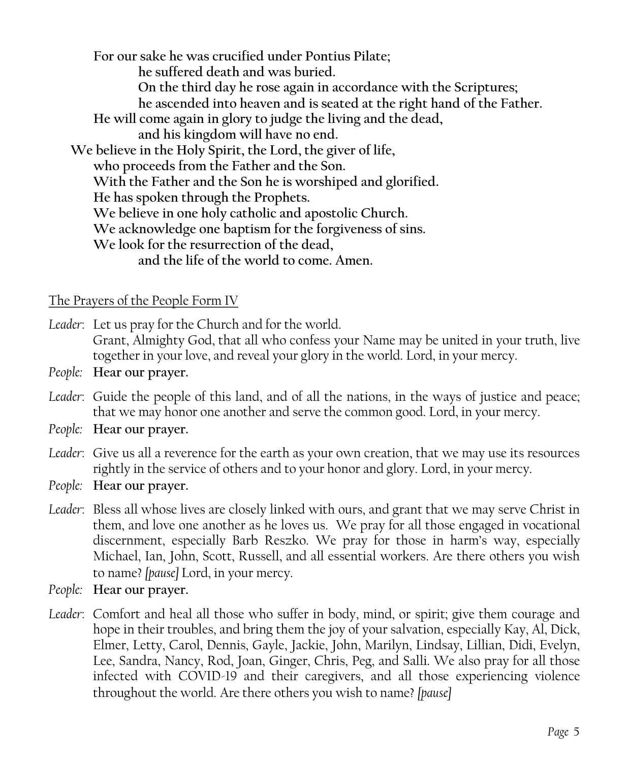**For our sake he was crucified under Pontius Pilate;**
**he suffered death and was buried.**
**On the third day he rose again in accordance with the Scriptures;**
**he ascended into heaven and is seated at the right hand of the Father.**
**He will come again in glory to judge the living and the dead,**
**and his kingdom will have no end.**
**We believe in the Holy Spirit, the Lord, the giver of life,**
**who proceeds from the Father and the Son.**
**With the Father and the Son he is worshiped and glorified.**
**He has spoken through the Prophets.**
**We believe in one holy catholic and apostolic Church.**
**We acknowledge one baptism for the forgiveness of sins.**
**We look for the resurrection of the dead,**
**and the life of the world to come. Amen.**

The Prayers of the People Form IV

*Leader*: Let us pray for the Church and for the world.
Grant, Almighty God, that all who confess your Name may be united in your truth, live together in your love, and reveal your glory in the world. Lord, in your mercy.

*People:* **Hear our prayer.**

*Leader*: Guide the people of this land, and of all the nations, in the ways of justice and peace; that we may honor one another and serve the common good. Lord, in your mercy.

*People:* **Hear our prayer.**

*Leader*: Give us all a reverence for the earth as your own creation, that we may use its resources rightly in the service of others and to your honor and glory. Lord, in your mercy.

*People:* **Hear our prayer.**

*Leader*: Bless all whose lives are closely linked with ours, and grant that we may serve Christ in them, and love one another as he loves us. We pray for all those engaged in vocational discernment, especially Barb Reszko. We pray for those in harm's way, especially Michael, Ian, John, Scott, Russell, and all essential workers. Are there others you wish to name? *[pause]* Lord, in your mercy.

*People:* **Hear our prayer.**

*Leader*: Comfort and heal all those who suffer in body, mind, or spirit; give them courage and hope in their troubles, and bring them the joy of your salvation, especially Kay, Al, Dick, Elmer, Letty, Carol, Dennis, Gayle, Jackie, John, Marilyn, Lindsay, Lillian, Didi, Evelyn, Lee, Sandra, Nancy, Rod, Joan, Ginger, Chris, Peg, and Salli. We also pray for all those infected with COVID-19 and their caregivers, and all those experiencing violence throughout the world. Are there others you wish to name? *[pause]*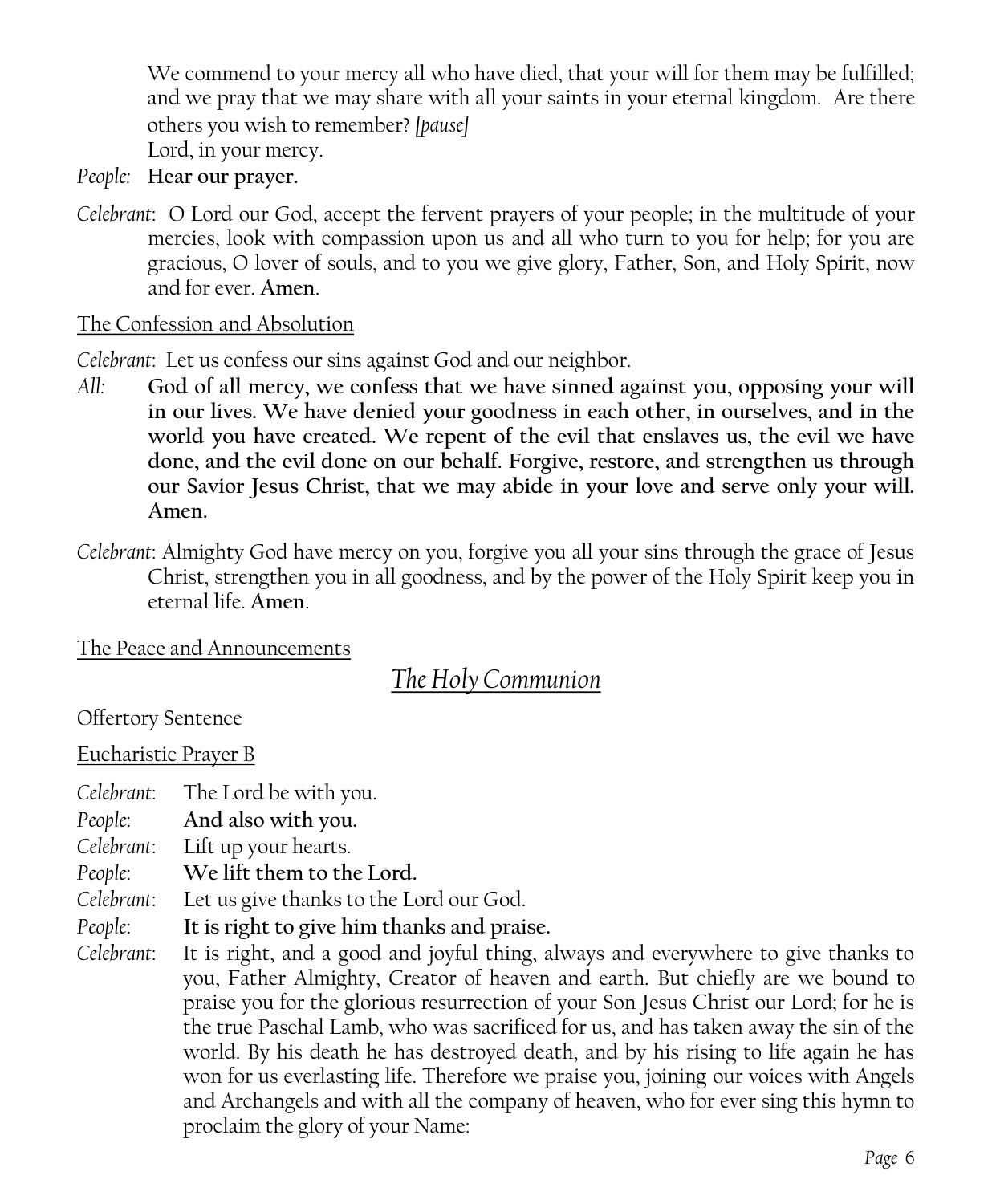We commend to your mercy all who have died, that your will for them may be fulfilled; and we pray that we may share with all your saints in your eternal kingdom. Are there others you wish to remember? *[pause]*
Lord, in your mercy.

*People:* **Hear our prayer.**

*Celebrant*: O Lord our God, accept the fervent prayers of your people; in the multitude of your mercies, look with compassion upon us and all who turn to you for help; for you are gracious, O lover of souls, and to you we give glory, Father, Son, and Holy Spirit, now and for ever. **Amen**.

<u>The Confession and Absolution</u>

*Celebrant*: Let us confess our sins against God and our neighbor.

*All:* **God of all mercy, we confess that we have sinned against you, opposing your will in our lives. We have denied your goodness in each other, in ourselves, and in the world you have created. We repent of the evil that enslaves us, the evil we have done, and the evil done on our behalf. Forgive, restore, and strengthen us through our Savior Jesus Christ, that we may abide in your love and serve only your will. Amen.**

*Celebrant*: Almighty God have mercy on you, forgive you all your sins through the grace of Jesus Christ, strengthen you in all goodness, and by the power of the Holy Spirit keep you in eternal life. **Amen**.

<u>The Peace and Announcements</u>

## *The Holy Communion*

Offertory Sentence

<u>Eucharistic Prayer B</u>

*Celebrant*: The Lord be with you.
*People*: **And also with you.**
*Celebrant*: Lift up your hearts.
*People*: **We lift them to the Lord.**
*Celebrant*: Let us give thanks to the Lord our God.
*People*: **It is right to give him thanks and praise.**
*Celebrant*: It is right, and a good and joyful thing, always and everywhere to give thanks to you, Father Almighty, Creator of heaven and earth. But chiefly are we bound to praise you for the glorious resurrection of your Son Jesus Christ our Lord; for he is the true Paschal Lamb, who was sacrificed for us, and has taken away the sin of the world. By his death he has destroyed death, and by his rising to life again he has won for us everlasting life. Therefore we praise you, joining our voices with Angels and Archangels and with all the company of heaven, who for ever sing this hymn to proclaim the glory of your Name: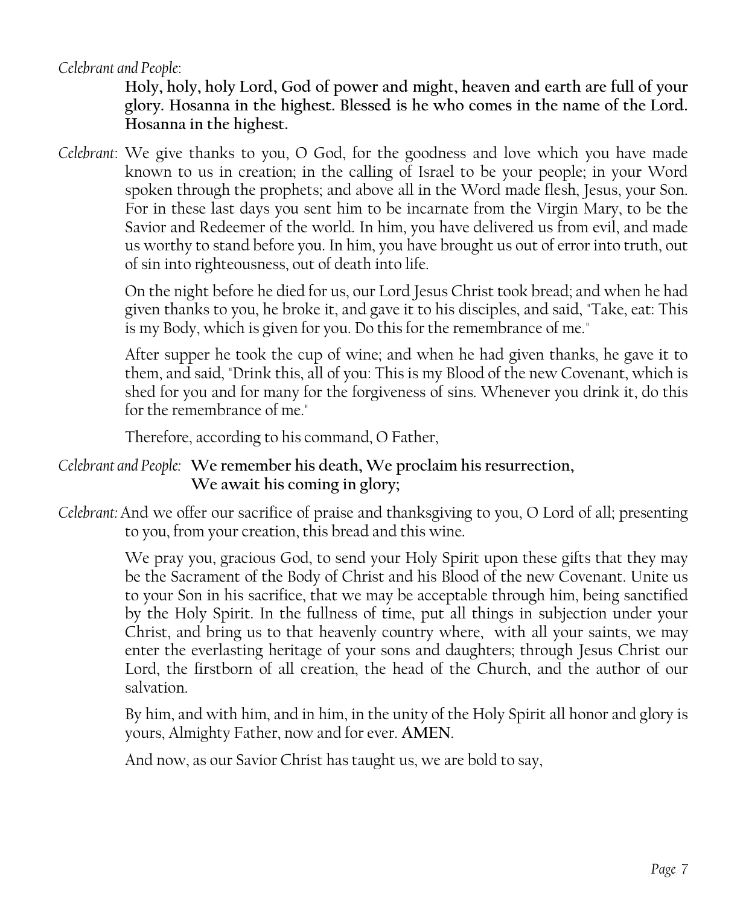*Celebrant and People*:

**Holy, holy, holy Lord, God of power and might, heaven and earth are full of your glory. Hosanna in the highest. Blessed is he who comes in the name of the Lord. Hosanna in the highest.**

*Celebrant*: We give thanks to you, O God, for the goodness and love which you have made known to us in creation; in the calling of Israel to be your people; in your Word spoken through the prophets; and above all in the Word made flesh, Jesus, your Son. For in these last days you sent him to be incarnate from the Virgin Mary, to be the Savior and Redeemer of the world. In him, you have delivered us from evil, and made us worthy to stand before you. In him, you have brought us out of error into truth, out of sin into righteousness, out of death into life.

On the night before he died for us, our Lord Jesus Christ took bread; and when he had given thanks to you, he broke it, and gave it to his disciples, and said, "Take, eat: This is my Body, which is given for you. Do this for the remembrance of me."

After supper he took the cup of wine; and when he had given thanks, he gave it to them, and said, "Drink this, all of you: This is my Blood of the new Covenant, which is shed for you and for many for the forgiveness of sins. Whenever you drink it, do this for the remembrance of me."

Therefore, according to his command, O Father,

*Celebrant and People*: **We remember his death, We proclaim his resurrection, We await his coming in glory;**

*Celebrant*: And we offer our sacrifice of praise and thanksgiving to you, O Lord of all; presenting to you, from your creation, this bread and this wine.

We pray you, gracious God, to send your Holy Spirit upon these gifts that they may be the Sacrament of the Body of Christ and his Blood of the new Covenant. Unite us to your Son in his sacrifice, that we may be acceptable through him, being sanctified by the Holy Spirit. In the fullness of time, put all things in subjection under your Christ, and bring us to that heavenly country where, with all your saints, we may enter the everlasting heritage of your sons and daughters; through Jesus Christ our Lord, the firstborn of all creation, the head of the Church, and the author of our salvation.

By him, and with him, and in him, in the unity of the Holy Spirit all honor and glory is yours, Almighty Father, now and for ever. **AMEN**.

And now, as our Savior Christ has taught us, we are bold to say,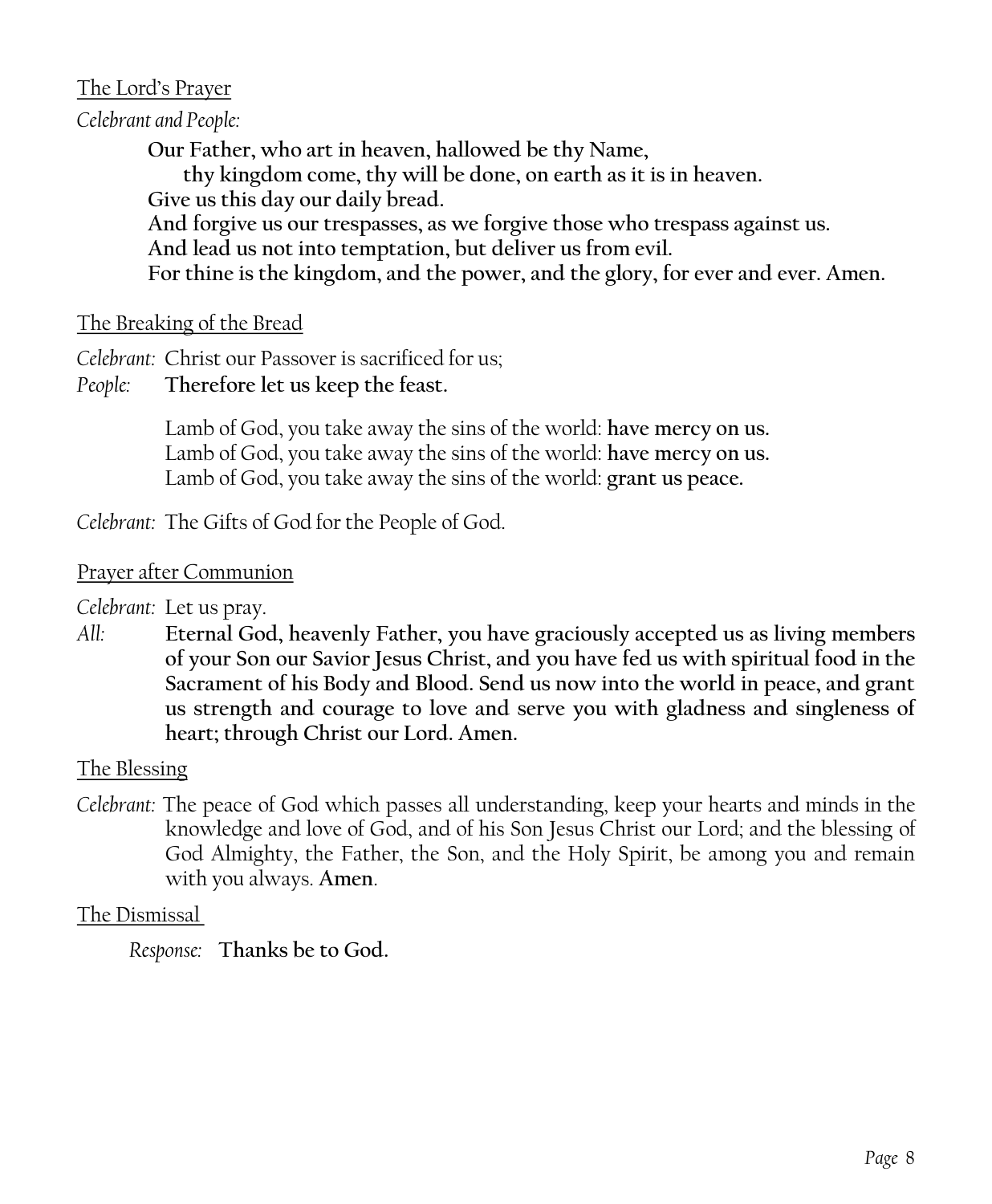The Lord's Prayer

*Celebrant and People:*

**Our Father, who art in heaven, hallowed be thy Name,**
**thy kingdom come, thy will be done, on earth as it is in heaven.**
**Give us this day our daily bread.**
**And forgive us our trespasses, as we forgive those who trespass against us.**
**And lead us not into temptation, but deliver us from evil.**
**For thine is the kingdom, and the power, and the glory, for ever and ever. Amen.**

The Breaking of the Bread

*Celebrant:* Christ our Passover is sacrificed for us;
*People:* **Therefore let us keep the feast.**

Lamb of God, you take away the sins of the world: **have mercy on us.**
Lamb of God, you take away the sins of the world: **have mercy on us.**
Lamb of God, you take away the sins of the world: **grant us peace.**

*Celebrant:* The Gifts of God for the People of God.

Prayer after Communion

*Celebrant:* Let us pray.
*All:* **Eternal God, heavenly Father, you have graciously accepted us as living members of your Son our Savior Jesus Christ, and you have fed us with spiritual food in the Sacrament of his Body and Blood. Send us now into the world in peace, and grant us strength and courage to love and serve you with gladness and singleness of heart; through Christ our Lord. Amen.**

The Blessing

*Celebrant:* The peace of God which passes all understanding, keep your hearts and minds in the knowledge and love of God, and of his Son Jesus Christ our Lord; and the blessing of God Almighty, the Father, the Son, and the Holy Spirit, be among you and remain with you always. **Amen**.

The Dismissal

*Response:* **Thanks be to God.**